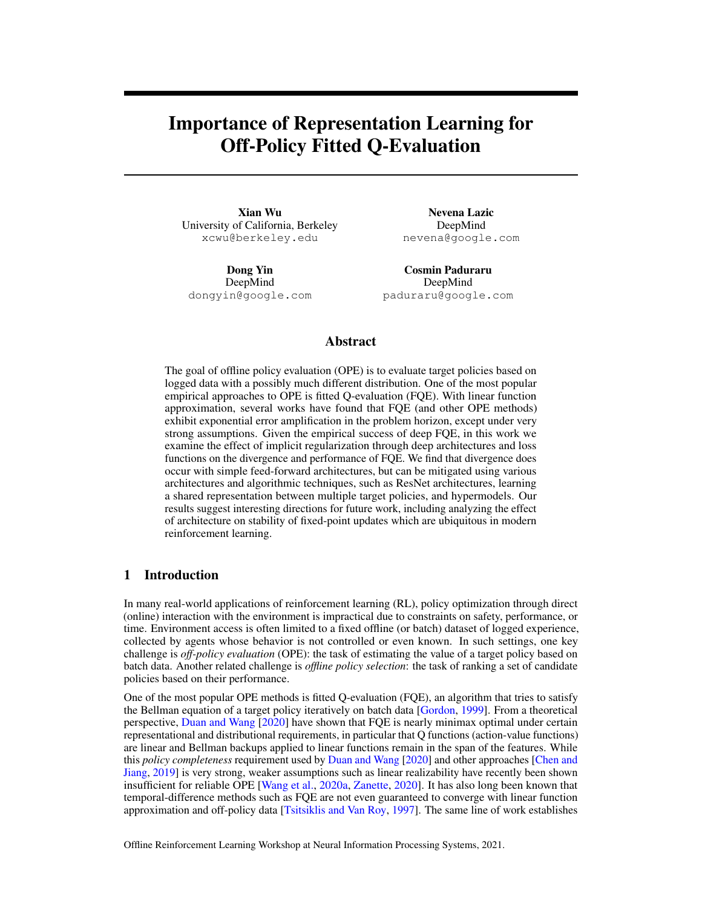# Importance of Representation Learning for Off-Policy Fitted Q-Evaluation

**Xian Wu**
University of California, Berkeley
xcwu@berkeley.edu

**Nevena Lazic**
DeepMind
nevena@google.com

**Dong Yin**
DeepMind
dongyin@google.com

**Cosmin Paduraru**
DeepMind
paduraru@google.com

## Abstract

The goal of offline policy evaluation (OPE) is to evaluate target policies based on logged data with a possibly much different distribution. One of the most popular empirical approaches to OPE is fitted Q-evaluation (FQE). With linear function approximation, several works have found that FQE (and other OPE methods) exhibit exponential error amplification in the problem horizon, except under very strong assumptions. Given the empirical success of deep FQE, in this work we examine the effect of implicit regularization through deep architectures and loss functions on the divergence and performance of FQE. We find that divergence does occur with simple feed-forward architectures, but can be mitigated using various architectures and algorithmic techniques, such as ResNet architectures, learning a shared representation between multiple target policies, and hypermodels. Our results suggest interesting directions for future work, including analyzing the effect of architecture on stability of fixed-point updates which are ubiquitous in modern reinforcement learning.

## 1 Introduction

In many real-world applications of reinforcement learning (RL), policy optimization through direct (online) interaction with the environment is impractical due to constraints on safety, performance, or time. Environment access is often limited to a fixed offline (or batch) dataset of logged experience, collected by agents whose behavior is not controlled or even known. In such settings, one key challenge is *off-policy evaluation* (OPE): the task of estimating the value of a target policy based on batch data. Another related challenge is *offline policy selection*: the task of ranking a set of candidate policies based on their performance.

One of the most popular OPE methods is fitted Q-evaluation (FQE), an algorithm that tries to satisfy the Bellman equation of a target policy iteratively on batch data [Gordon, 1999]. From a theoretical perspective, Duan and Wang [2020] have shown that FQE is nearly minimax optimal under certain representational and distributional requirements, in particular that Q functions (action-value functions) are linear and Bellman backups applied to linear functions remain in the span of the features. While this *policy completeness* requirement used by Duan and Wang [2020] and other approaches [Chen and Jiang, 2019] is very strong, weaker assumptions such as linear realizability have recently been shown insufficient for reliable OPE [Wang et al., 2020a, Zanette, 2020]. It has also long been known that temporal-difference methods such as FQE are not even guaranteed to converge with linear function approximation and off-policy data [Tsitsiklis and Van Roy, 1997]. The same line of work establishes

Offline Reinforcement Learning Workshop at Neural Information Processing Systems, 2021.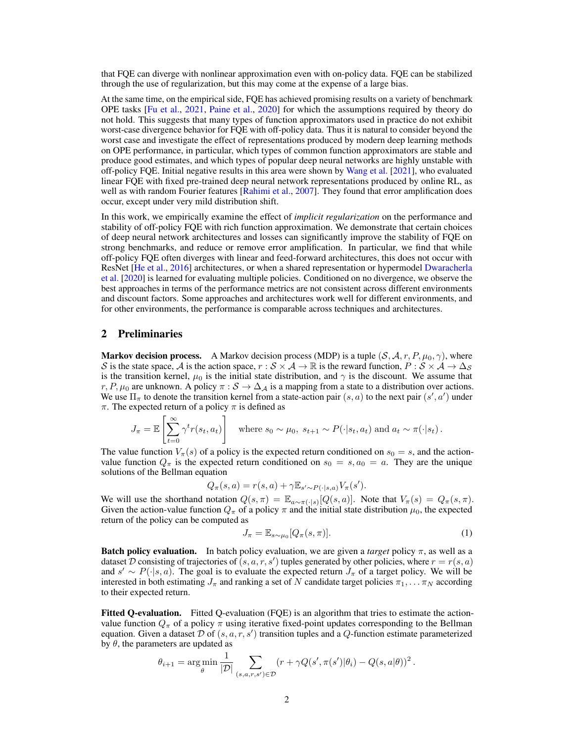that FQE can diverge with nonlinear approximation even with on-policy data. FQE can be stabilized through the use of regularization, but this may come at the expense of a large bias.

At the same time, on the empirical side, FQE has achieved promising results on a variety of benchmark OPE tasks [Fu et al., 2021, Paine et al., 2020] for which the assumptions required by theory do not hold. This suggests that many types of function approximators used in practice do not exhibit worst-case divergence behavior for FQE with off-policy data. Thus it is natural to consider beyond the worst case and investigate the effect of representations produced by modern deep learning methods on OPE performance, in particular, which types of common function approximators are stable and produce good estimates, and which types of popular deep neural networks are highly unstable with off-policy FQE. Initial negative results in this area were shown by Wang et al. [2021], who evaluated linear FQE with fixed pre-trained deep neural network representations produced by online RL, as well as with random Fourier features [Rahimi et al., 2007]. They found that error amplification does occur, except under very mild distribution shift.

In this work, we empirically examine the effect of *implicit regularization* on the performance and stability of off-policy FQE with rich function approximation. We demonstrate that certain choices of deep neural network architectures and losses can significantly improve the stability of FQE on strong benchmarks, and reduce or remove error amplification. In particular, we find that while off-policy FQE often diverges with linear and feed-forward architectures, this does not occur with ResNet [He et al., 2016] architectures, or when a shared representation or hypermodel Dwaracherla et al. [2020] is learned for evaluating multiple policies. Conditioned on no divergence, we observe the best approaches in terms of the performance metrics are not consistent across different environments and discount factors. Some approaches and architectures work well for different environments, and for other environments, the performance is comparable across techniques and architectures.

## 2 Preliminaries

**Markov decision process.** A Markov decision process (MDP) is a tuple $(\mathcal{S}, \mathcal{A}, r, P, \mu_0, \gamma)$, where $\mathcal{S}$ is the state space, $\mathcal{A}$ is the action space, $r : \mathcal{S} \times \mathcal{A} \to \mathbb{R}$ is the reward function, $P : \mathcal{S} \times \mathcal{A} \to \Delta_{\mathcal{S}}$ is the transition kernel, $\mu_0$ is the initial state distribution, and $\gamma$ is the discount. We assume that $r, P, \mu_0$ are unknown. A policy $\pi : \mathcal{S} \to \Delta_{\mathcal{A}}$ is a mapping from a state to a distribution over actions. We use $\Pi_\pi$ to denote the transition kernel from a state-action pair $(s, a)$ to the next pair $(s', a')$ under $\pi$. The expected return of a policy $\pi$ is defined as

$$J_\pi = \mathbb{E}\left[\sum_{t=0}^{\infty} \gamma^t r(s_t, a_t)\right] \quad \text{where } s_0 \sim \mu_0,\ s_{t+1} \sim P(\cdot|s_t, a_t) \text{ and } a_t \sim \pi(\cdot|s_t)\,.$$

The value function $V_\pi(s)$ of a policy is the expected return conditioned on $s_0 = s$, and the action-value function $Q_\pi$ is the expected return conditioned on $s_0 = s, a_0 = a$. They are the unique solutions of the Bellman equation

$$Q_\pi(s, a) = r(s, a) + \gamma \mathbb{E}_{s' \sim P(\cdot|s,a)} V_\pi(s').$$

We will use the shorthand notation $Q(s, \pi) = \mathbb{E}_{a \sim \pi(\cdot|s)}[Q(s, a)]$. Note that $V_\pi(s) = Q_\pi(s, \pi)$. Given the action-value function $Q_\pi$ of a policy $\pi$ and the initial state distribution $\mu_0$, the expected return of the policy can be computed as

$$J_\pi = \mathbb{E}_{s \sim \mu_0}[Q_\pi(s, \pi)]. \tag{1}$$

**Batch policy evaluation.** In batch policy evaluation, we are given a *target* policy $\pi$, as well as a dataset $\mathcal{D}$ consisting of trajectories of $(s, a, r, s')$ tuples generated by other policies, where $r = r(s, a)$ and $s' \sim P(\cdot|s, a)$. The goal is to evaluate the expected return $J_\pi$ of a target policy. We will be interested in both estimating $J_\pi$ and ranking a set of $N$ candidate target policies $\pi_1, \ldots \pi_N$ according to their expected return.

**Fitted Q-evaluation.** Fitted Q-evaluation (FQE) is an algorithm that tries to estimate the action-value function $Q_\pi$ of a policy $\pi$ using iterative fixed-point updates corresponding to the Bellman equation. Given a dataset $\mathcal{D}$ of $(s, a, r, s')$ transition tuples and a $Q$-function estimate parameterized by $\theta$, the parameters are updated as

$$\theta_{i+1} = \arg\min_\theta \frac{1}{|\mathcal{D}|} \sum_{(s,a,r,s') \in \mathcal{D}} \left(r + \gamma Q(s', \pi(s')|\theta_i) - Q(s, a|\theta)\right)^2.$$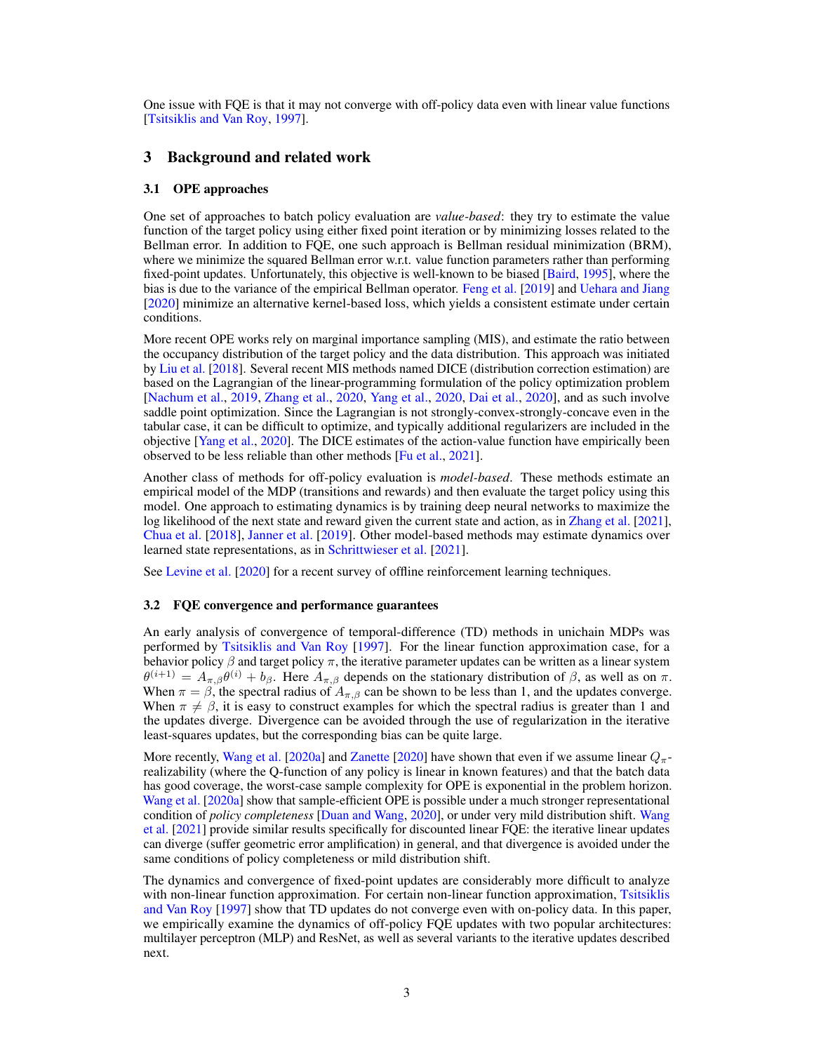One issue with FQE is that it may not converge with off-policy data even with linear value functions [Tsitsiklis and Van Roy, 1997].

## 3 Background and related work

### 3.1 OPE approaches

One set of approaches to batch policy evaluation are *value-based*: they try to estimate the value function of the target policy using either fixed point iteration or by minimizing losses related to the Bellman error. In addition to FQE, one such approach is Bellman residual minimization (BRM), where we minimize the squared Bellman error w.r.t. value function parameters rather than performing fixed-point updates. Unfortunately, this objective is well-known to be biased [Baird, 1995], where the bias is due to the variance of the empirical Bellman operator. Feng et al. [2019] and Uehara and Jiang [2020] minimize an alternative kernel-based loss, which yields a consistent estimate under certain conditions.

More recent OPE works rely on marginal importance sampling (MIS), and estimate the ratio between the occupancy distribution of the target policy and the data distribution. This approach was initiated by Liu et al. [2018]. Several recent MIS methods named DICE (distribution correction estimation) are based on the Lagrangian of the linear-programming formulation of the policy optimization problem [Nachum et al., 2019, Zhang et al., 2020, Yang et al., 2020, Dai et al., 2020], and as such involve saddle point optimization. Since the Lagrangian is not strongly-convex-strongly-concave even in the tabular case, it can be difficult to optimize, and typically additional regularizers are included in the objective [Yang et al., 2020]. The DICE estimates of the action-value function have empirically been observed to be less reliable than other methods [Fu et al., 2021].

Another class of methods for off-policy evaluation is *model-based*. These methods estimate an empirical model of the MDP (transitions and rewards) and then evaluate the target policy using this model. One approach to estimating dynamics is by training deep neural networks to maximize the log likelihood of the next state and reward given the current state and action, as in Zhang et al. [2021], Chua et al. [2018], Janner et al. [2019]. Other model-based methods may estimate dynamics over learned state representations, as in Schrittwieser et al. [2021].

See Levine et al. [2020] for a recent survey of offline reinforcement learning techniques.

### 3.2 FQE convergence and performance guarantees

An early analysis of convergence of temporal-difference (TD) methods in unichain MDPs was performed by Tsitsiklis and Van Roy [1997]. For the linear function approximation case, for a behavior policy $\beta$ and target policy $\pi$, the iterative parameter updates can be written as a linear system $\theta^{(i+1)} = A_{\pi,\beta}\theta^{(i)} + b_\beta$. Here $A_{\pi,\beta}$ depends on the stationary distribution of $\beta$, as well as on $\pi$. When $\pi = \beta$, the spectral radius of $A_{\pi,\beta}$ can be shown to be less than 1, and the updates converge. When $\pi \neq \beta$, it is easy to construct examples for which the spectral radius is greater than 1 and the updates diverge. Divergence can be avoided through the use of regularization in the iterative least-squares updates, but the corresponding bias can be quite large.

More recently, Wang et al. [2020a] and Zanette [2020] have shown that even if we assume linear $Q_\pi$-realizability (where the Q-function of any policy is linear in known features) and that the batch data has good coverage, the worst-case sample complexity for OPE is exponential in the problem horizon. Wang et al. [2020a] show that sample-efficient OPE is possible under a much stronger representational condition of *policy completeness* [Duan and Wang, 2020], or under very mild distribution shift. Wang et al. [2021] provide similar results specifically for discounted linear FQE: the iterative linear updates can diverge (suffer geometric error amplification) in general, and that divergence is avoided under the same conditions of policy completeness or mild distribution shift.

The dynamics and convergence of fixed-point updates are considerably more difficult to analyze with non-linear function approximation. For certain non-linear function approximation, Tsitsiklis and Van Roy [1997] show that TD updates do not converge even with on-policy data. In this paper, we empirically examine the dynamics of off-policy FQE updates with two popular architectures: multilayer perceptron (MLP) and ResNet, as well as several variants to the iterative updates described next.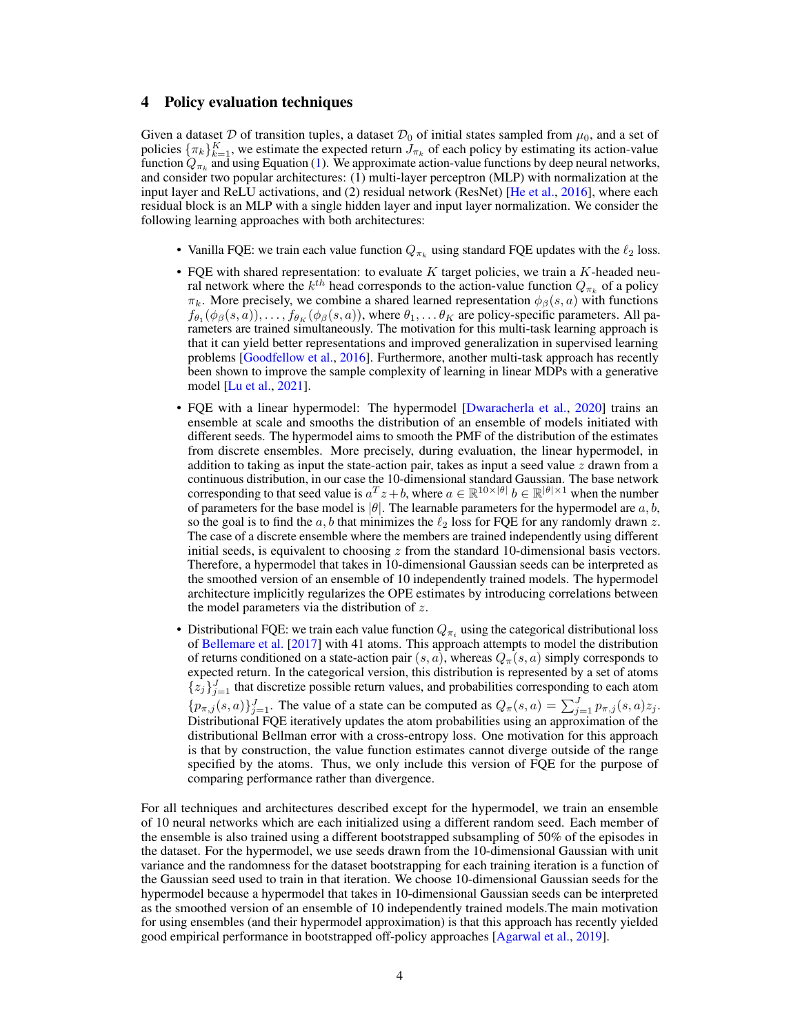## 4 Policy evaluation techniques

Given a dataset $\mathcal{D}$ of transition tuples, a dataset $\mathcal{D}_0$ of initial states sampled from $\mu_0$, and a set of policies $\{\pi_k\}_{k=1}^K$, we estimate the expected return $J_{\pi_k}$ of each policy by estimating its action-value function $Q_{\pi_k}$ and using Equation (1). We approximate action-value functions by deep neural networks, and consider two popular architectures: (1) multi-layer perceptron (MLP) with normalization at the input layer and ReLU activations, and (2) residual network (ResNet) [He et al., 2016], where each residual block is an MLP with a single hidden layer and input layer normalization. We consider the following learning approaches with both architectures:

- Vanilla FQE: we train each value function $Q_{\pi_k}$ using standard FQE updates with the $\ell_2$ loss.
- FQE with shared representation: to evaluate $K$ target policies, we train a $K$-headed neural network where the $k^{th}$ head corresponds to the action-value function $Q_{\pi_k}$ of a policy $\pi_k$. More precisely, we combine a shared learned representation $\phi_\beta(s, a)$ with functions $f_{\theta_1}(\phi_\beta(s, a)), \ldots, f_{\theta_K}(\phi_\beta(s, a))$, where $\theta_1, \ldots \theta_K$ are policy-specific parameters. All parameters are trained simultaneously. The motivation for this multi-task learning approach is that it can yield better representations and improved generalization in supervised learning problems [Goodfellow et al., 2016]. Furthermore, another multi-task approach has recently been shown to improve the sample complexity of learning in linear MDPs with a generative model [Lu et al., 2021].
- FQE with a linear hypermodel: The hypermodel [Dwaracherla et al., 2020] trains an ensemble at scale and smooths the distribution of an ensemble of models initiated with different seeds. The hypermodel aims to smooth the PMF of the distribution of the estimates from discrete ensembles. More precisely, during evaluation, the linear hypermodel, in addition to taking as input the state-action pair, takes as input a seed value $z$ drawn from a continuous distribution, in our case the 10-dimensional standard Gaussian. The base network corresponding to that seed value is $a^T z + b$, where $a \in \mathbb{R}^{10 \times |\theta|}$ $b \in \mathbb{R}^{|\theta| \times 1}$ when the number of parameters for the base model is $|\theta|$. The learnable parameters for the hypermodel are $a, b$, so the goal is to find the $a, b$ that minimizes the $\ell_2$ loss for FQE for any randomly drawn $z$. The case of a discrete ensemble where the members are trained independently using different initial seeds, is equivalent to choosing $z$ from the standard 10-dimensional basis vectors. Therefore, a hypermodel that takes in 10-dimensional Gaussian seeds can be interpreted as the smoothed version of an ensemble of 10 independently trained models. The hypermodel architecture implicitly regularizes the OPE estimates by introducing correlations between the model parameters via the distribution of $z$.
- Distributional FQE: we train each value function $Q_{\pi_i}$ using the categorical distributional loss of Bellemare et al. [2017] with 41 atoms. This approach attempts to model the distribution of returns conditioned on a state-action pair $(s, a)$, whereas $Q_\pi(s, a)$ simply corresponds to expected return. In the categorical version, this distribution is represented by a set of atoms $\{z_j\}_{j=1}^J$ that discretize possible return values, and probabilities corresponding to each atom $\{p_{\pi,j}(s, a)\}_{j=1}^J$. The value of a state can be computed as $Q_\pi(s, a) = \sum_{j=1}^J p_{\pi,j}(s, a) z_j$. Distributional FQE iteratively updates the atom probabilities using an approximation of the distributional Bellman error with a cross-entropy loss. One motivation for this approach is that by construction, the value function estimates cannot diverge outside of the range specified by the atoms. Thus, we only include this version of FQE for the purpose of comparing performance rather than divergence.

For all techniques and architectures described except for the hypermodel, we train an ensemble of 10 neural networks which are each initialized using a different random seed. Each member of the ensemble is also trained using a different bootstrapped subsampling of 50% of the episodes in the dataset. For the hypermodel, we use seeds drawn from the 10-dimensional Gaussian with unit variance and the randomness for the dataset bootstrapping for each training iteration is a function of the Gaussian seed used to train in that iteration. We choose 10-dimensional Gaussian seeds for the hypermodel because a hypermodel that takes in 10-dimensional Gaussian seeds can be interpreted as the smoothed version of an ensemble of 10 independently trained models.The main motivation for using ensembles (and their hypermodel approximation) is that this approach has recently yielded good empirical performance in bootstrapped off-policy approaches [Agarwal et al., 2019].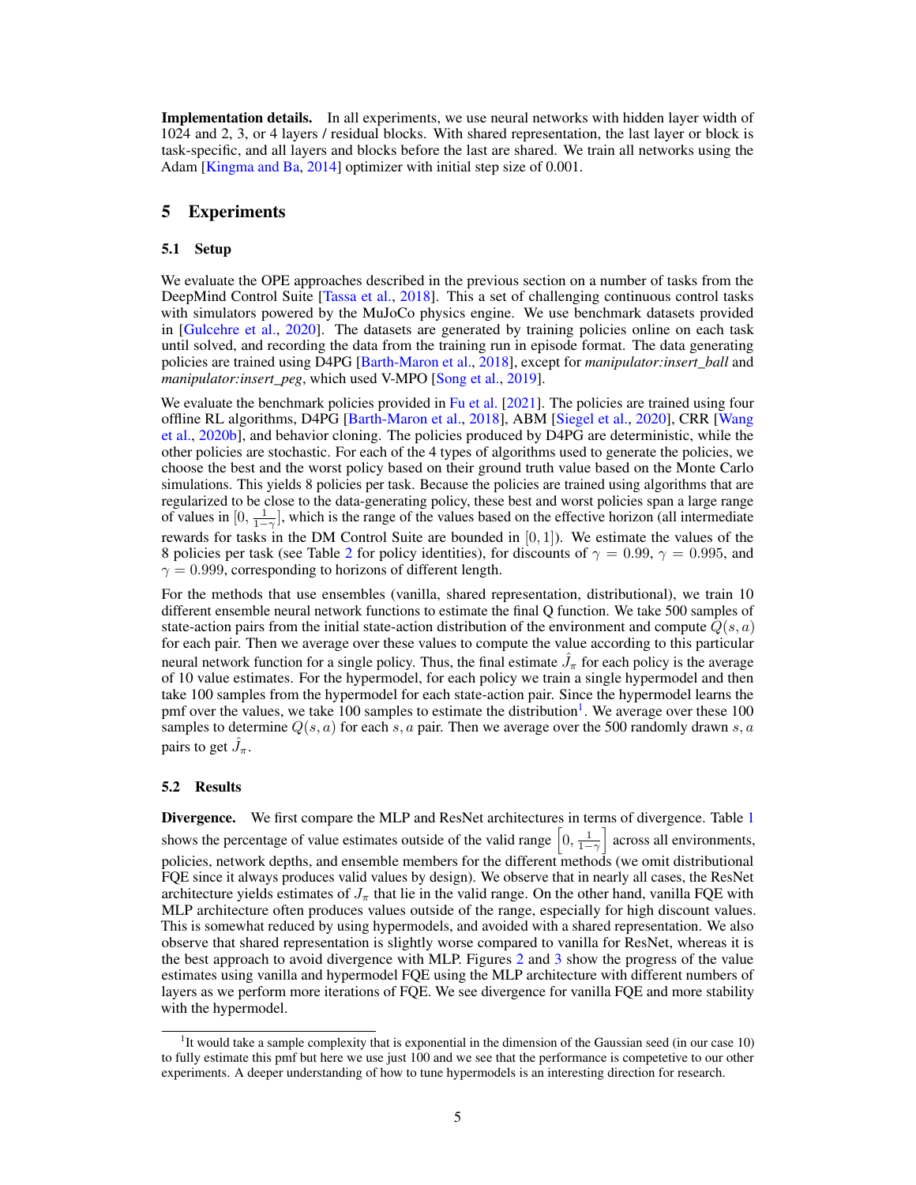**Implementation details.** In all experiments, we use neural networks with hidden layer width of 1024 and 2, 3, or 4 layers / residual blocks. With shared representation, the last layer or block is task-specific, and all layers and blocks before the last are shared. We train all networks using the Adam [Kingma and Ba, 2014] optimizer with initial step size of 0.001.

## 5 Experiments

### 5.1 Setup

We evaluate the OPE approaches described in the previous section on a number of tasks from the DeepMind Control Suite [Tassa et al., 2018]. This a set of challenging continuous control tasks with simulators powered by the MuJoCo physics engine. We use benchmark datasets provided in [Gulcehre et al., 2020]. The datasets are generated by training policies online on each task until solved, and recording the data from the training run in episode format. The data generating policies are trained using D4PG [Barth-Maron et al., 2018], except for *manipulator:insert_ball* and *manipulator:insert_peg*, which used V-MPO [Song et al., 2019].

We evaluate the benchmark policies provided in Fu et al. [2021]. The policies are trained using four offline RL algorithms, D4PG [Barth-Maron et al., 2018], ABM [Siegel et al., 2020], CRR [Wang et al., 2020b], and behavior cloning. The policies produced by D4PG are deterministic, while the other policies are stochastic. For each of the 4 types of algorithms used to generate the policies, we choose the best and the worst policy based on their ground truth value based on the Monte Carlo simulations. This yields 8 policies per task. Because the policies are trained using algorithms that are regularized to be close to the data-generating policy, these best and worst policies span a large range of values in $[0, \frac{1}{1-\gamma}]$, which is the range of the values based on the effective horizon (all intermediate rewards for tasks in the DM Control Suite are bounded in $[0, 1]$). We estimate the values of the 8 policies per task (see Table 2 for policy identities), for discounts of $\gamma = 0.99$, $\gamma = 0.995$, and $\gamma = 0.999$, corresponding to horizons of different length.

For the methods that use ensembles (vanilla, shared representation, distributional), we train 10 different ensemble neural network functions to estimate the final Q function. We take 500 samples of state-action pairs from the initial state-action distribution of the environment and compute $\hat{Q}(s, a)$ for each pair. Then we average over these values to compute the value according to this particular neural network function for a single policy. Thus, the final estimate $\hat{J}_\pi$ for each policy is the average of 10 value estimates. For the hypermodel, for each policy we train a single hypermodel and then take 100 samples from the hypermodel for each state-action pair. Since the hypermodel learns the pmf over the values, we take 100 samples to estimate the distribution[1]. We average over these 100 samples to determine $Q(s, a)$ for each $s, a$ pair. Then we average over the 500 randomly drawn $s, a$ pairs to get $\hat{J}_\pi$.

### 5.2 Results

**Divergence.** We first compare the MLP and ResNet architectures in terms of divergence. Table 1 shows the percentage of value estimates outside of the valid range $\left[0, \frac{1}{1-\gamma}\right]$ across all environments, policies, network depths, and ensemble members for the different methods (we omit distributional FQE since it always produces valid values by design). We observe that in nearly all cases, the ResNet architecture yields estimates of $J_\pi$ that lie in the valid range. On the other hand, vanilla FQE with MLP architecture often produces values outside of the range, especially for high discount values. This is somewhat reduced by using hypermodels, and avoided with a shared representation. We also observe that shared representation is slightly worse compared to vanilla for ResNet, whereas it is the best approach to avoid divergence with MLP. Figures 2 and 3 show the progress of the value estimates using vanilla and hypermodel FQE using the MLP architecture with different numbers of layers as we perform more iterations of FQE. We see divergence for vanilla FQE and more stability with the hypermodel.

[1] It would take a sample complexity that is exponential in the dimension of the Gaussian seed (in our case 10) to fully estimate this pmf but here we use just 100 and we see that the performance is competetive to our other experiments. A deeper understanding of how to tune hypermodels is an interesting direction for research.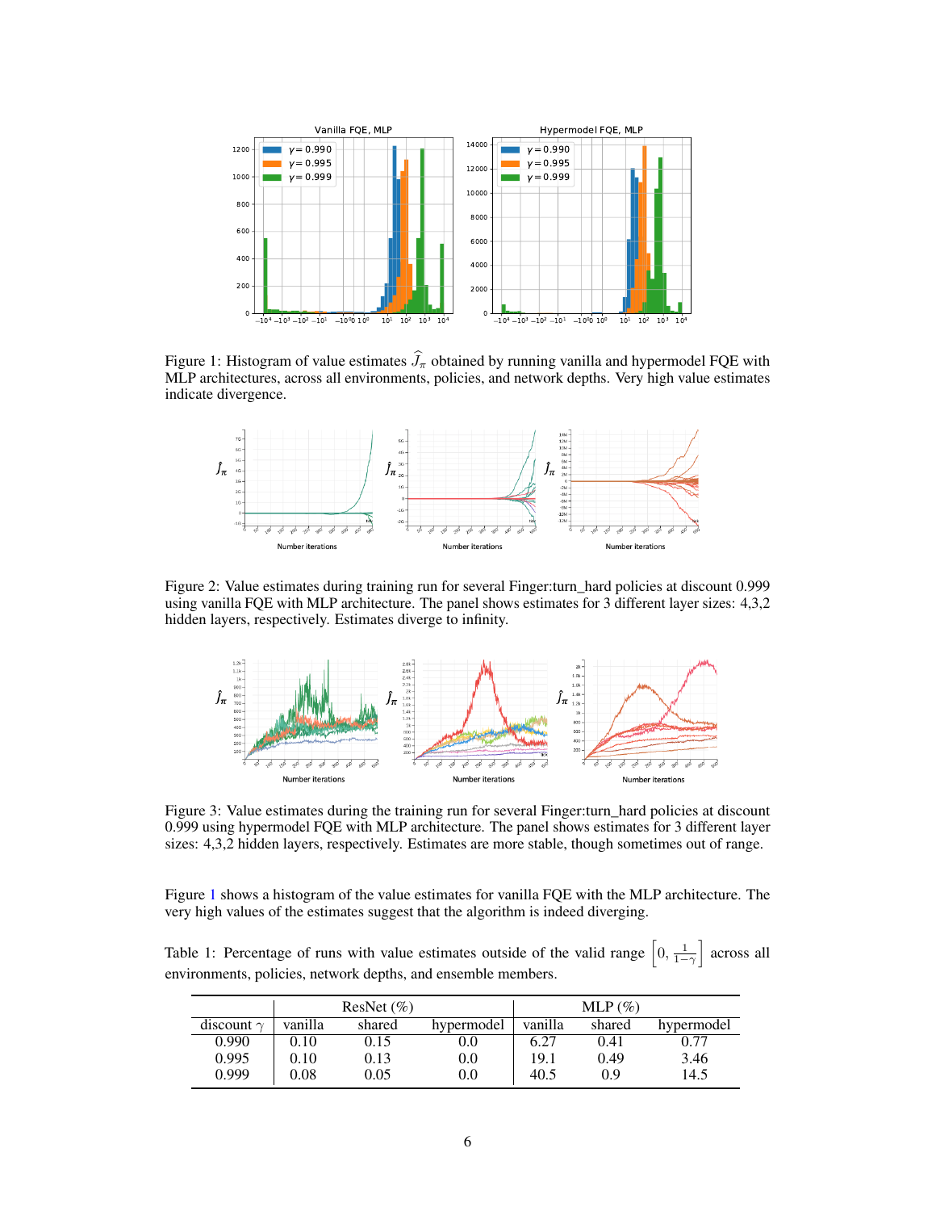Figure 1: Histogram of value estimates $\widehat{J}_\pi$ obtained by running vanilla and hypermodel FQE with MLP architectures, across all environments, policies, and network depths. Very high value estimates indicate divergence.

Figure 2: Value estimates during training run for several Finger:turn_hard policies at discount 0.999 using vanilla FQE with MLP architecture. The panel shows estimates for 3 different layer sizes: 4,3,2 hidden layers, respectively. Estimates diverge to infinity.

Figure 3: Value estimates during the training run for several Finger:turn_hard policies at discount 0.999 using hypermodel FQE with MLP architecture. The panel shows estimates for 3 different layer sizes: 4,3,2 hidden layers, respectively. Estimates are more stable, though sometimes out of range.

Figure 1 shows a histogram of the value estimates for vanilla FQE with the MLP architecture. The very high values of the estimates suggest that the algorithm is indeed diverging.

Table 1: Percentage of runs with value estimates outside of the valid range $\left[0, \frac{1}{1-\gamma}\right]$ across all environments, policies, network depths, and ensemble members.

| | ResNet (%) | | | MLP (%) | | |
|---|---|---|---|---|---|---|
| discount $\gamma$ | vanilla | shared | hypermodel | vanilla | shared | hypermodel |
| 0.990 | 0.10 | 0.15 | 0.0 | 6.27 | 0.41 | 0.77 |
| 0.995 | 0.10 | 0.13 | 0.0 | 19.1 | 0.49 | 3.46 |
| 0.999 | 0.08 | 0.05 | 0.0 | 40.5 | 0.9 | 14.5 |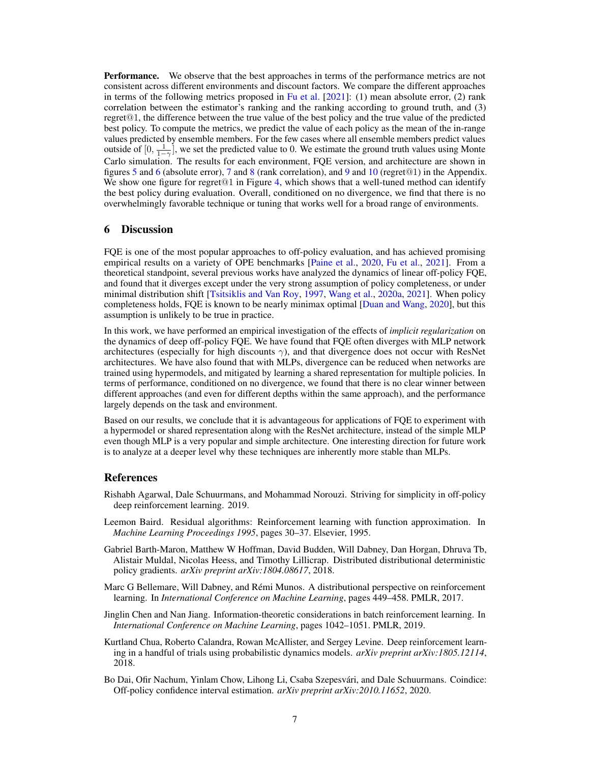**Performance.** We observe that the best approaches in terms of the performance metrics are not consistent across different environments and discount factors. We compare the different approaches in terms of the following metrics proposed in Fu et al. [2021]: (1) mean absolute error, (2) rank correlation between the estimator's ranking and the ranking according to ground truth, and (3) regret@1, the difference between the true value of the best policy and the true value of the predicted best policy. To compute the metrics, we predict the value of each policy as the mean of the in-range values predicted by ensemble members. For the few cases where all ensemble members predict values outside of $[0, \frac{1}{1-\gamma}]$, we set the predicted value to 0. We estimate the ground truth values using Monte Carlo simulation. The results for each environment, FQE version, and architecture are shown in figures 5 and 6 (absolute error), 7 and 8 (rank correlation), and 9 and 10 (regret@1) in the Appendix. We show one figure for regret@1 in Figure 4, which shows that a well-tuned method can identify the best policy during evaluation. Overall, conditioned on no divergence, we find that there is no overwhelmingly favorable technique or tuning that works well for a broad range of environments.

## 6 Discussion

FQE is one of the most popular approaches to off-policy evaluation, and has achieved promising empirical results on a variety of OPE benchmarks [Paine et al., 2020, Fu et al., 2021]. From a theoretical standpoint, several previous works have analyzed the dynamics of linear off-policy FQE, and found that it diverges except under the very strong assumption of policy completeness, or under minimal distribution shift [Tsitsiklis and Van Roy, 1997, Wang et al., 2020a, 2021]. When policy completeness holds, FQE is known to be nearly minimax optimal [Duan and Wang, 2020], but this assumption is unlikely to be true in practice.

In this work, we have performed an empirical investigation of the effects of *implicit regularization* on the dynamics of deep off-policy FQE. We have found that FQE often diverges with MLP network architectures (especially for high discounts $\gamma$), and that divergence does not occur with ResNet architectures. We have also found that with MLPs, divergence can be reduced when networks are trained using hypermodels, and mitigated by learning a shared representation for multiple policies. In terms of performance, conditioned on no divergence, we found that there is no clear winner between different approaches (and even for different depths within the same approach), and the performance largely depends on the task and environment.

Based on our results, we conclude that it is advantageous for applications of FQE to experiment with a hypermodel or shared representation along with the ResNet architecture, instead of the simple MLP even though MLP is a very popular and simple architecture. One interesting direction for future work is to analyze at a deeper level why these techniques are inherently more stable than MLPs.

## References

Rishabh Agarwal, Dale Schuurmans, and Mohammad Norouzi. Striving for simplicity in off-policy deep reinforcement learning. 2019.

Leemon Baird. Residual algorithms: Reinforcement learning with function approximation. In *Machine Learning Proceedings 1995*, pages 30–37. Elsevier, 1995.

Gabriel Barth-Maron, Matthew W Hoffman, David Budden, Will Dabney, Dan Horgan, Dhruva Tb, Alistair Muldal, Nicolas Heess, and Timothy Lillicrap. Distributed distributional deterministic policy gradients. *arXiv preprint arXiv:1804.08617*, 2018.

Marc G Bellemare, Will Dabney, and Rémi Munos. A distributional perspective on reinforcement learning. In *International Conference on Machine Learning*, pages 449–458. PMLR, 2017.

Jinglin Chen and Nan Jiang. Information-theoretic considerations in batch reinforcement learning. In *International Conference on Machine Learning*, pages 1042–1051. PMLR, 2019.

Kurtland Chua, Roberto Calandra, Rowan McAllister, and Sergey Levine. Deep reinforcement learning in a handful of trials using probabilistic dynamics models. *arXiv preprint arXiv:1805.12114*, 2018.

Bo Dai, Ofir Nachum, Yinlam Chow, Lihong Li, Csaba Szepesvári, and Dale Schuurmans. Coindice: Off-policy confidence interval estimation. *arXiv preprint arXiv:2010.11652*, 2020.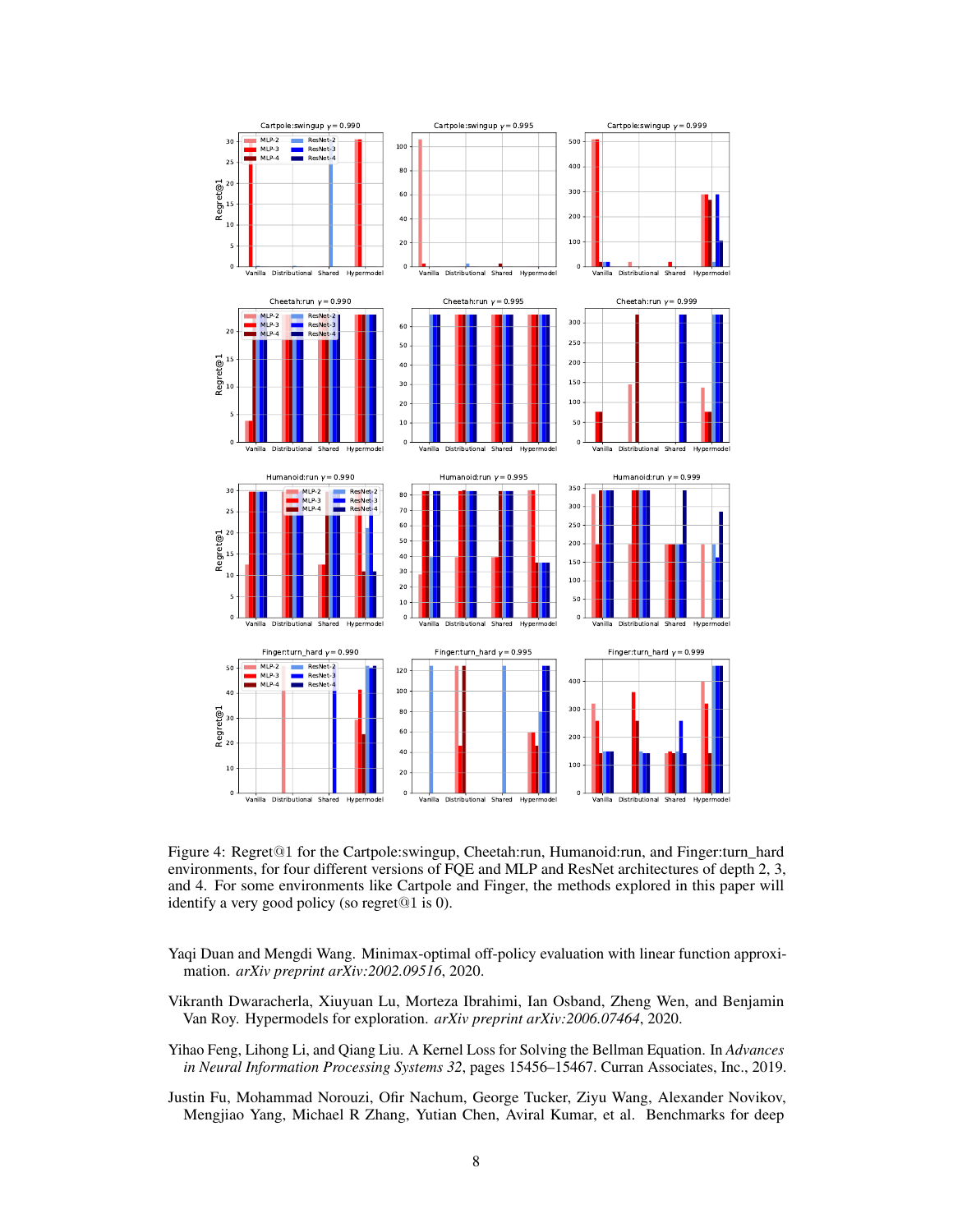Figure 4: Regret@1 for the Cartpole:swingup, Cheetah:run, Humanoid:run, and Finger:turn_hard environments, for four different versions of FQE and MLP and ResNet architectures of depth 2, 3, and 4. For some environments like Cartpole and Finger, the methods explored in this paper will identify a very good policy (so regret@1 is 0).

Yaqi Duan and Mengdi Wang. Minimax-optimal off-policy evaluation with linear function approximation. *arXiv preprint arXiv:2002.09516*, 2020.

Vikranth Dwaracherla, Xiuyuan Lu, Morteza Ibrahimi, Ian Osband, Zheng Wen, and Benjamin Van Roy. Hypermodels for exploration. *arXiv preprint arXiv:2006.07464*, 2020.

Yihao Feng, Lihong Li, and Qiang Liu. A Kernel Loss for Solving the Bellman Equation. In *Advances in Neural Information Processing Systems 32*, pages 15456–15467. Curran Associates, Inc., 2019.

Justin Fu, Mohammad Norouzi, Ofir Nachum, George Tucker, Ziyu Wang, Alexander Novikov, Mengjiao Yang, Michael R Zhang, Yutian Chen, Aviral Kumar, et al. Benchmarks for deep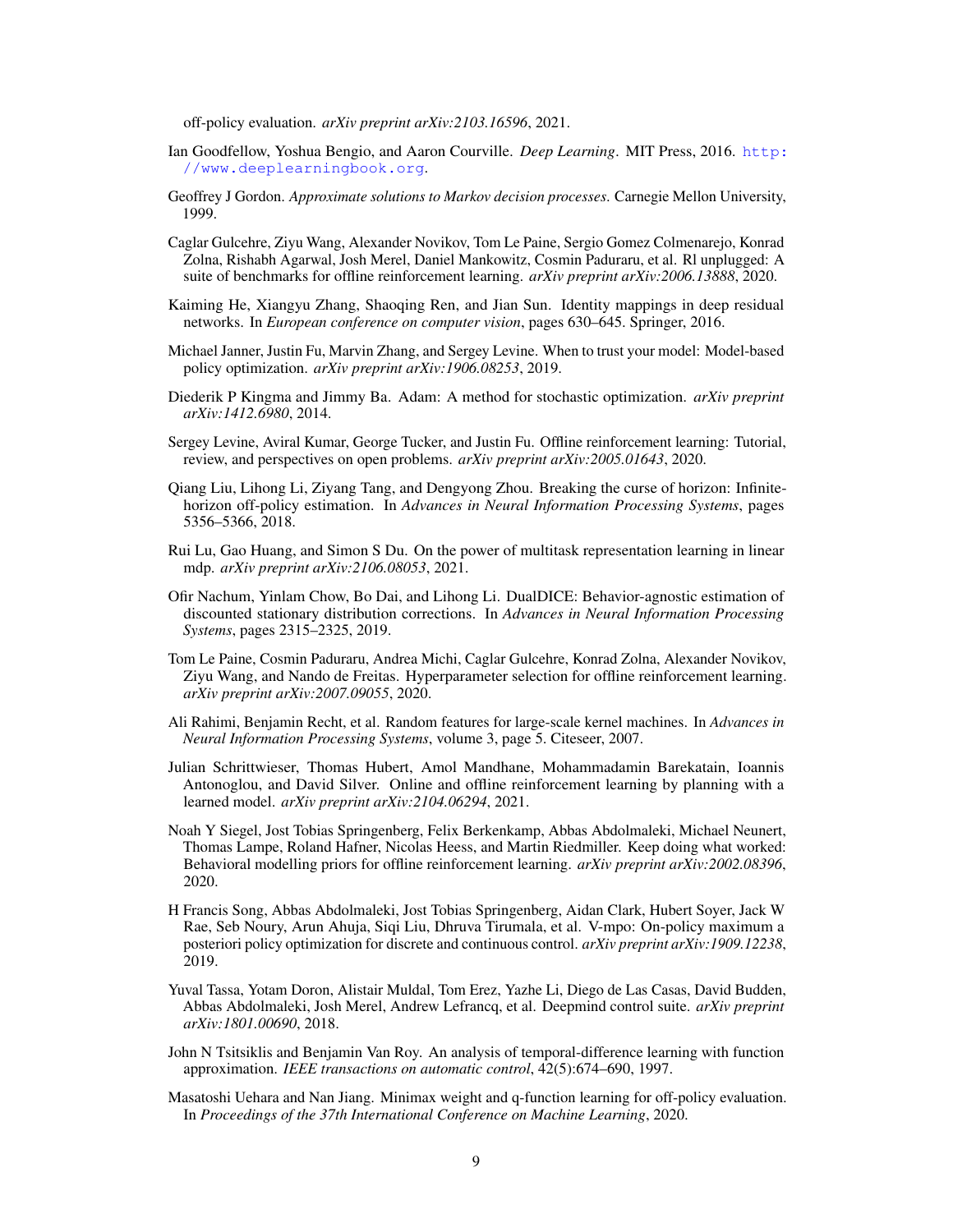off-policy evaluation. *arXiv preprint arXiv:2103.16596*, 2021.

Ian Goodfellow, Yoshua Bengio, and Aaron Courville. *Deep Learning*. MIT Press, 2016. http://www.deeplearningbook.org.

Geoffrey J Gordon. *Approximate solutions to Markov decision processes*. Carnegie Mellon University, 1999.

Caglar Gulcehre, Ziyu Wang, Alexander Novikov, Tom Le Paine, Sergio Gomez Colmenarejo, Konrad Zolna, Rishabh Agarwal, Josh Merel, Daniel Mankowitz, Cosmin Paduraru, et al. Rl unplugged: A suite of benchmarks for offline reinforcement learning. *arXiv preprint arXiv:2006.13888*, 2020.

Kaiming He, Xiangyu Zhang, Shaoqing Ren, and Jian Sun. Identity mappings in deep residual networks. In *European conference on computer vision*, pages 630–645. Springer, 2016.

Michael Janner, Justin Fu, Marvin Zhang, and Sergey Levine. When to trust your model: Model-based policy optimization. *arXiv preprint arXiv:1906.08253*, 2019.

Diederik P Kingma and Jimmy Ba. Adam: A method for stochastic optimization. *arXiv preprint arXiv:1412.6980*, 2014.

Sergey Levine, Aviral Kumar, George Tucker, and Justin Fu. Offline reinforcement learning: Tutorial, review, and perspectives on open problems. *arXiv preprint arXiv:2005.01643*, 2020.

Qiang Liu, Lihong Li, Ziyang Tang, and Dengyong Zhou. Breaking the curse of horizon: Infinite-horizon off-policy estimation. In *Advances in Neural Information Processing Systems*, pages 5356–5366, 2018.

Rui Lu, Gao Huang, and Simon S Du. On the power of multitask representation learning in linear mdp. *arXiv preprint arXiv:2106.08053*, 2021.

Ofir Nachum, Yinlam Chow, Bo Dai, and Lihong Li. DualDICE: Behavior-agnostic estimation of discounted stationary distribution corrections. In *Advances in Neural Information Processing Systems*, pages 2315–2325, 2019.

Tom Le Paine, Cosmin Paduraru, Andrea Michi, Caglar Gulcehre, Konrad Zolna, Alexander Novikov, Ziyu Wang, and Nando de Freitas. Hyperparameter selection for offline reinforcement learning. *arXiv preprint arXiv:2007.09055*, 2020.

Ali Rahimi, Benjamin Recht, et al. Random features for large-scale kernel machines. In *Advances in Neural Information Processing Systems*, volume 3, page 5. Citeseer, 2007.

Julian Schrittwieser, Thomas Hubert, Amol Mandhane, Mohammadamin Barekatain, Ioannis Antonoglou, and David Silver. Online and offline reinforcement learning by planning with a learned model. *arXiv preprint arXiv:2104.06294*, 2021.

Noah Y Siegel, Jost Tobias Springenberg, Felix Berkenkamp, Abbas Abdolmaleki, Michael Neunert, Thomas Lampe, Roland Hafner, Nicolas Heess, and Martin Riedmiller. Keep doing what worked: Behavioral modelling priors for offline reinforcement learning. *arXiv preprint arXiv:2002.08396*, 2020.

H Francis Song, Abbas Abdolmaleki, Jost Tobias Springenberg, Aidan Clark, Hubert Soyer, Jack W Rae, Seb Noury, Arun Ahuja, Siqi Liu, Dhruva Tirumala, et al. V-mpo: On-policy maximum a posteriori policy optimization for discrete and continuous control. *arXiv preprint arXiv:1909.12238*, 2019.

Yuval Tassa, Yotam Doron, Alistair Muldal, Tom Erez, Yazhe Li, Diego de Las Casas, David Budden, Abbas Abdolmaleki, Josh Merel, Andrew Lefrancq, et al. Deepmind control suite. *arXiv preprint arXiv:1801.00690*, 2018.

John N Tsitsiklis and Benjamin Van Roy. An analysis of temporal-difference learning with function approximation. *IEEE transactions on automatic control*, 42(5):674–690, 1997.

Masatoshi Uehara and Nan Jiang. Minimax weight and q-function learning for off-policy evaluation. In *Proceedings of the 37th International Conference on Machine Learning*, 2020.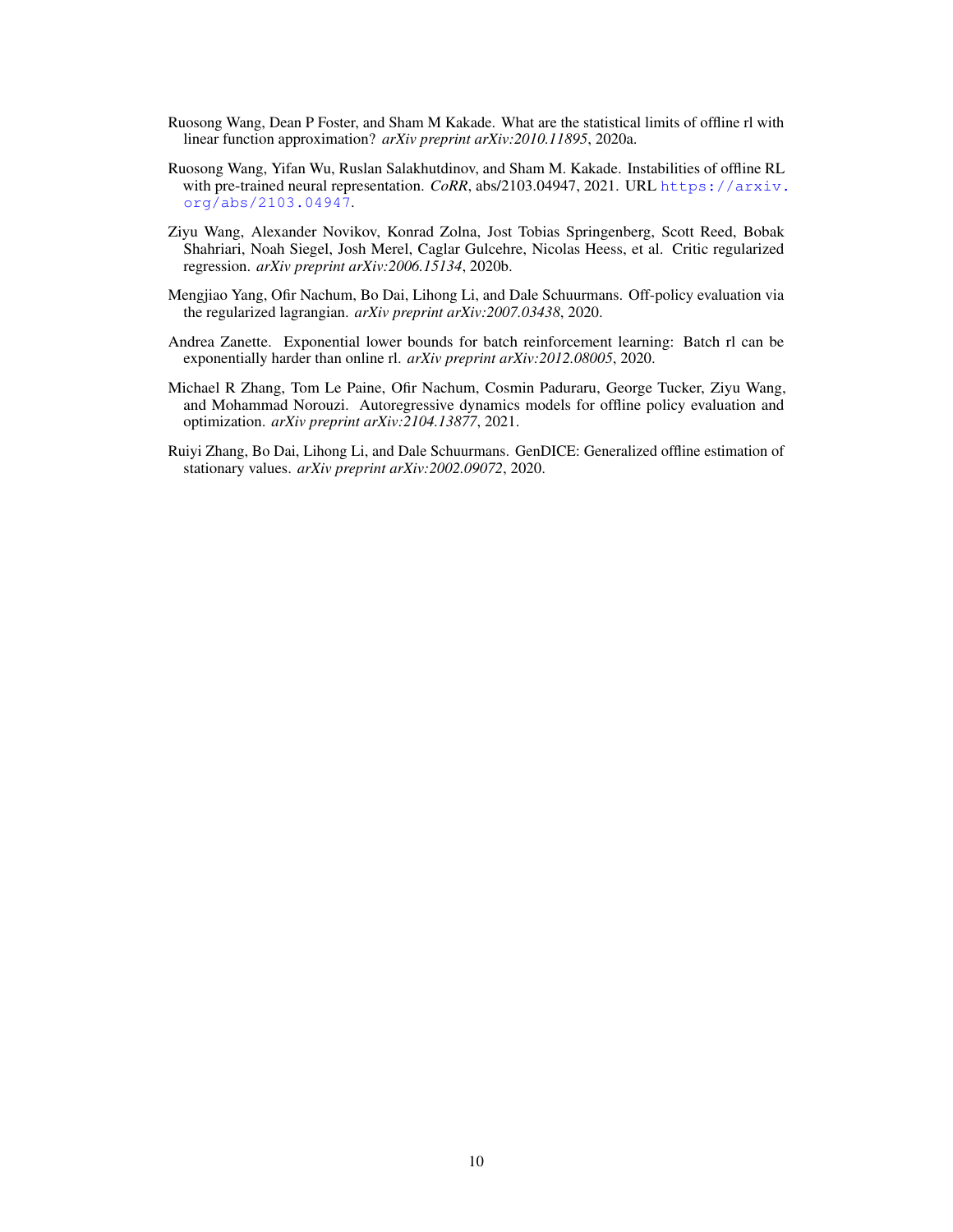Ruosong Wang, Dean P Foster, and Sham M Kakade. What are the statistical limits of offline rl with linear function approximation? *arXiv preprint arXiv:2010.11895*, 2020a.

Ruosong Wang, Yifan Wu, Ruslan Salakhutdinov, and Sham M. Kakade. Instabilities of offline RL with pre-trained neural representation. *CoRR*, abs/2103.04947, 2021. URL https://arxiv.org/abs/2103.04947.

Ziyu Wang, Alexander Novikov, Konrad Zolna, Jost Tobias Springenberg, Scott Reed, Bobak Shahriari, Noah Siegel, Josh Merel, Caglar Gulcehre, Nicolas Heess, et al. Critic regularized regression. *arXiv preprint arXiv:2006.15134*, 2020b.

Mengjiao Yang, Ofir Nachum, Bo Dai, Lihong Li, and Dale Schuurmans. Off-policy evaluation via the regularized lagrangian. *arXiv preprint arXiv:2007.03438*, 2020.

Andrea Zanette. Exponential lower bounds for batch reinforcement learning: Batch rl can be exponentially harder than online rl. *arXiv preprint arXiv:2012.08005*, 2020.

Michael R Zhang, Tom Le Paine, Ofir Nachum, Cosmin Paduraru, George Tucker, Ziyu Wang, and Mohammad Norouzi. Autoregressive dynamics models for offline policy evaluation and optimization. *arXiv preprint arXiv:2104.13877*, 2021.

Ruiyi Zhang, Bo Dai, Lihong Li, and Dale Schuurmans. GenDICE: Generalized offline estimation of stationary values. *arXiv preprint arXiv:2002.09072*, 2020.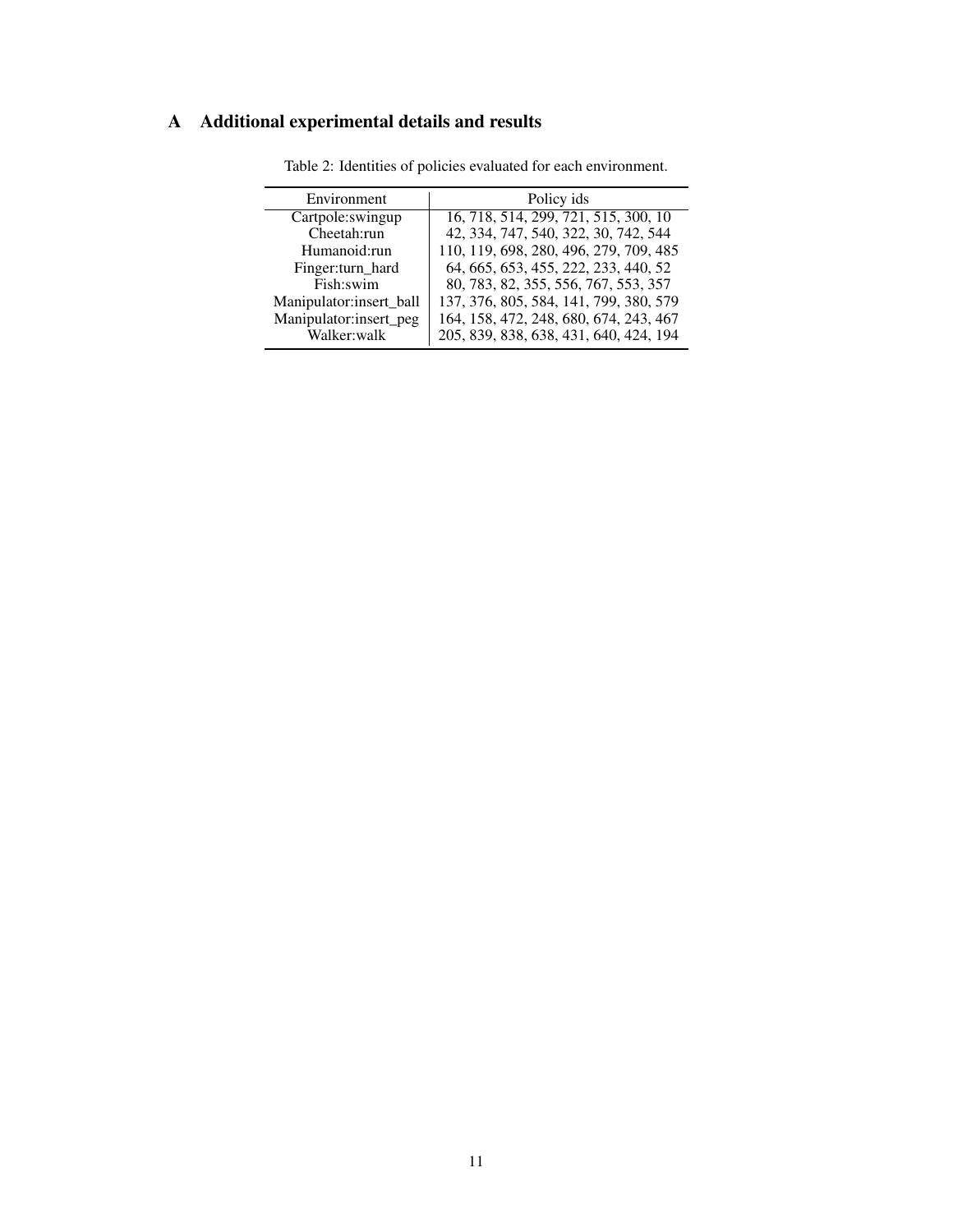# A Additional experimental details and results

Table 2: Identities of policies evaluated for each environment.

| Environment | Policy ids |
|---|---|
| Cartpole:swingup | 16, 718, 514, 299, 721, 515, 300, 10 |
| Cheetah:run | 42, 334, 747, 540, 322, 30, 742, 544 |
| Humanoid:run | 110, 119, 698, 280, 496, 279, 709, 485 |
| Finger:turn_hard | 64, 665, 653, 455, 222, 233, 440, 52 |
| Fish:swim | 80, 783, 82, 355, 556, 767, 553, 357 |
| Manipulator:insert_ball | 137, 376, 805, 584, 141, 799, 380, 579 |
| Manipulator:insert_peg | 164, 158, 472, 248, 680, 674, 243, 467 |
| Walker:walk | 205, 839, 838, 638, 431, 640, 424, 194 |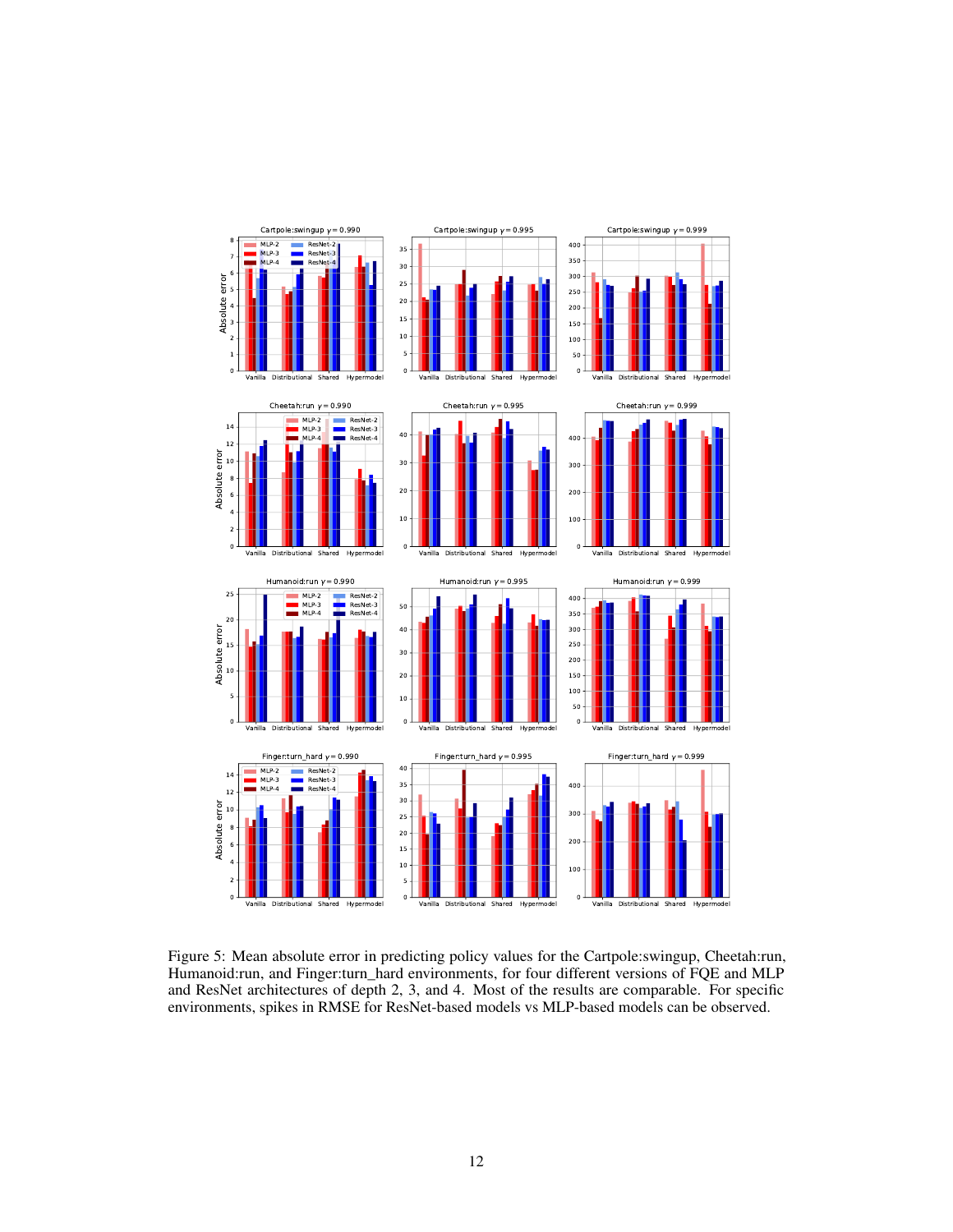Figure 5: Mean absolute error in predicting policy values for the Cartpole:swingup, Cheetah:run, Humanoid:run, and Finger:turn_hard environments, for four different versions of FQE and MLP and ResNet architectures of depth 2, 3, and 4. Most of the results are comparable. For specific environments, spikes in RMSE for ResNet-based models vs MLP-based models can be observed.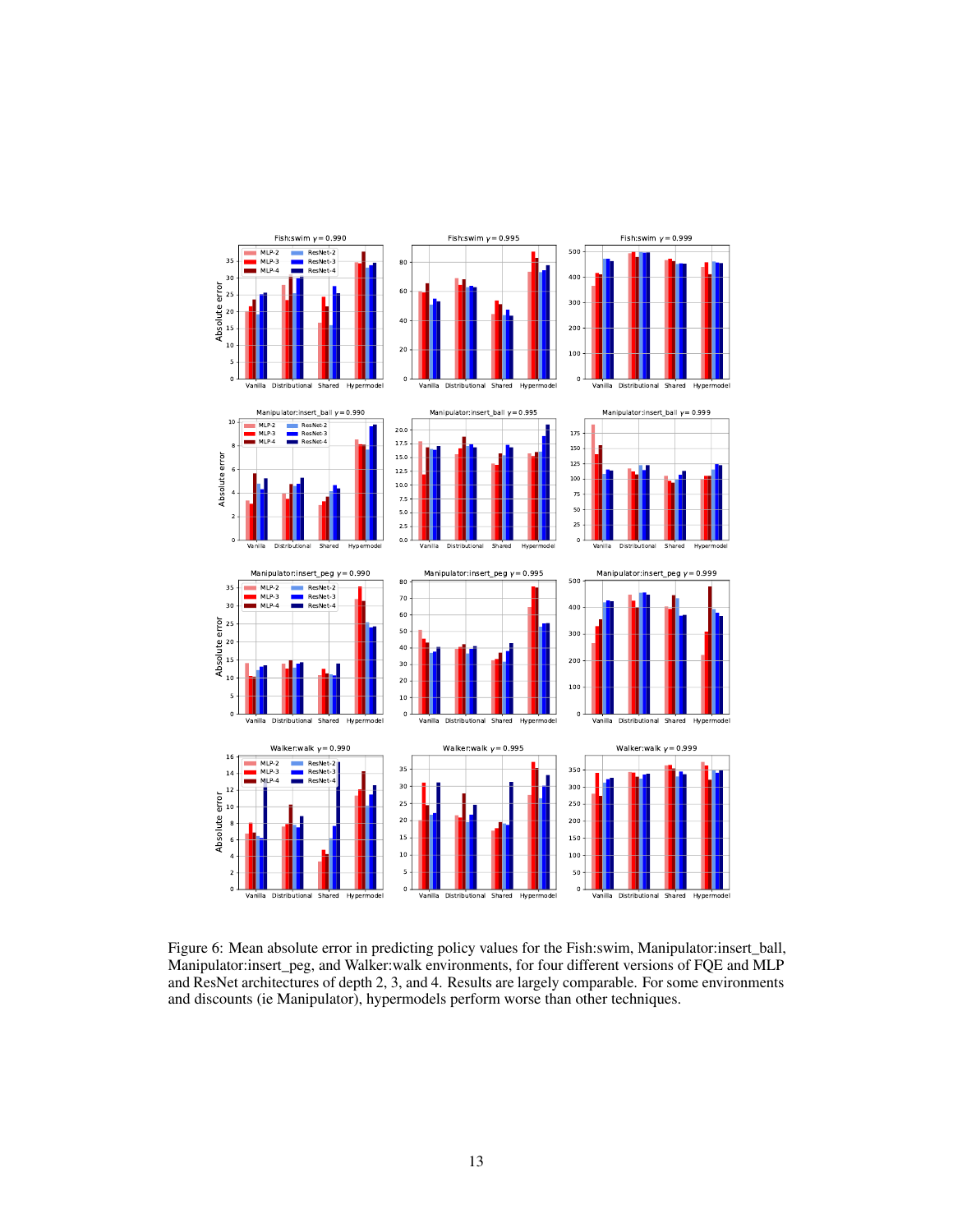Figure 6: Mean absolute error in predicting policy values for the Fish:swim, Manipulator:insert_ball, Manipulator:insert_peg, and Walker:walk environments, for four different versions of FQE and MLP and ResNet architectures of depth 2, 3, and 4. Results are largely comparable. For some environments and discounts (ie Manipulator), hypermodels perform worse than other techniques.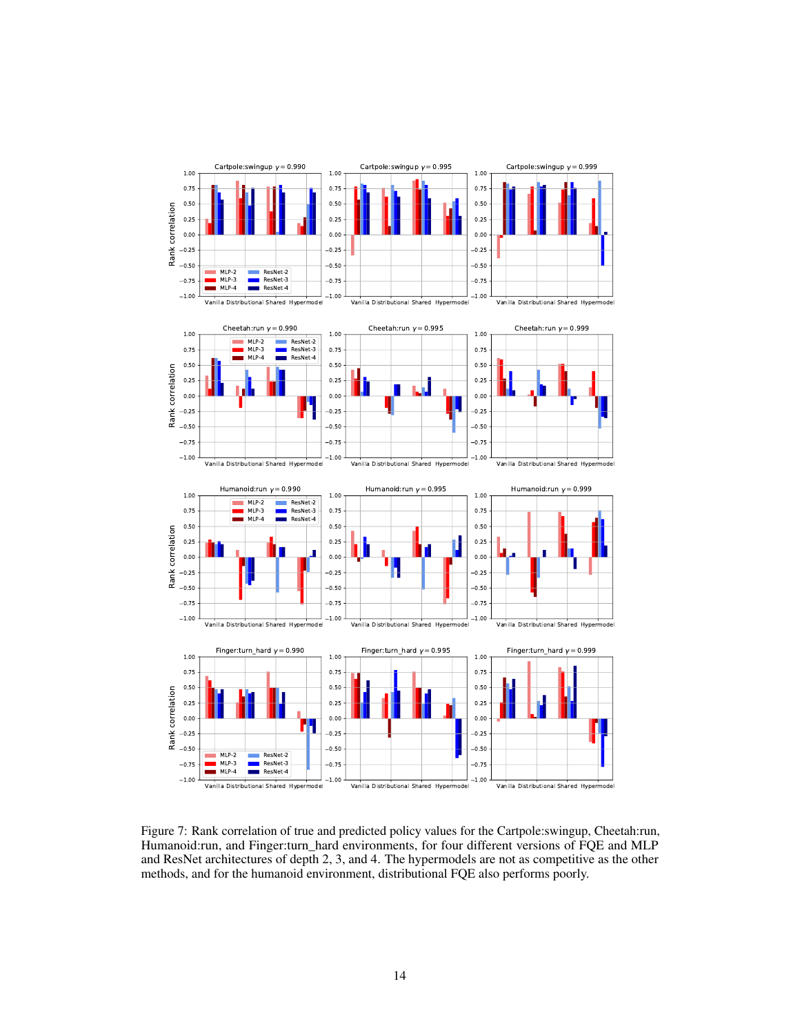Figure 7: Rank correlation of true and predicted policy values for the Cartpole:swingup, Cheetah:run, Humanoid:run, and Finger:turn_hard environments, for four different versions of FQE and MLP and ResNet architectures of depth 2, 3, and 4. The hypermodels are not as competitive as the other methods, and for the humanoid environment, distributional FQE also performs poorly.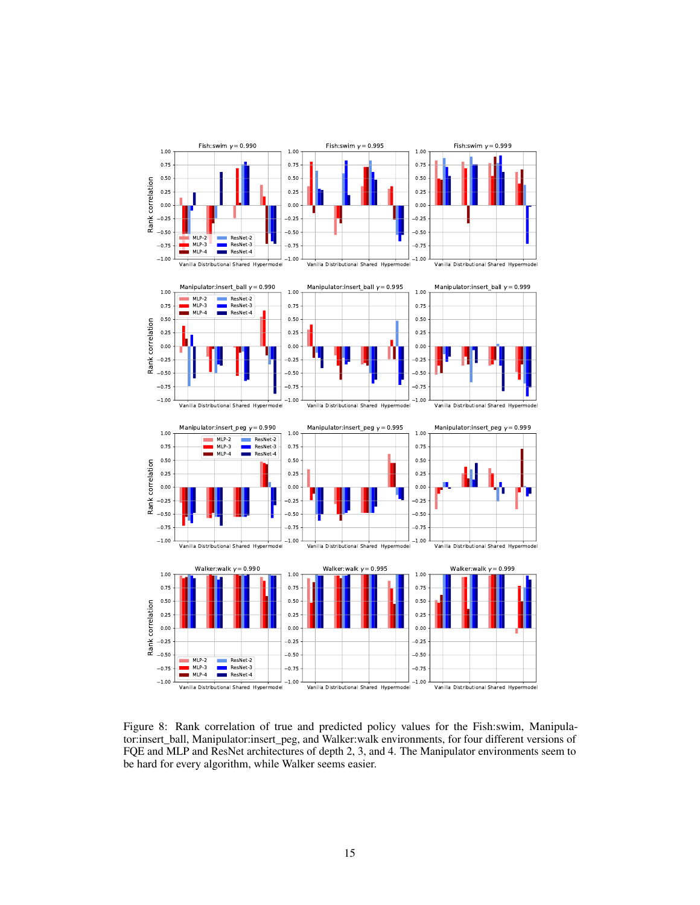Figure 8: Rank correlation of true and predicted policy values for the Fish:swim, Manipulator:insert_ball, Manipulator:insert_peg, and Walker:walk environments, for four different versions of FQE and MLP and ResNet architectures of depth 2, 3, and 4. The Manipulator environments seem to be hard for every algorithm, while Walker seems easier.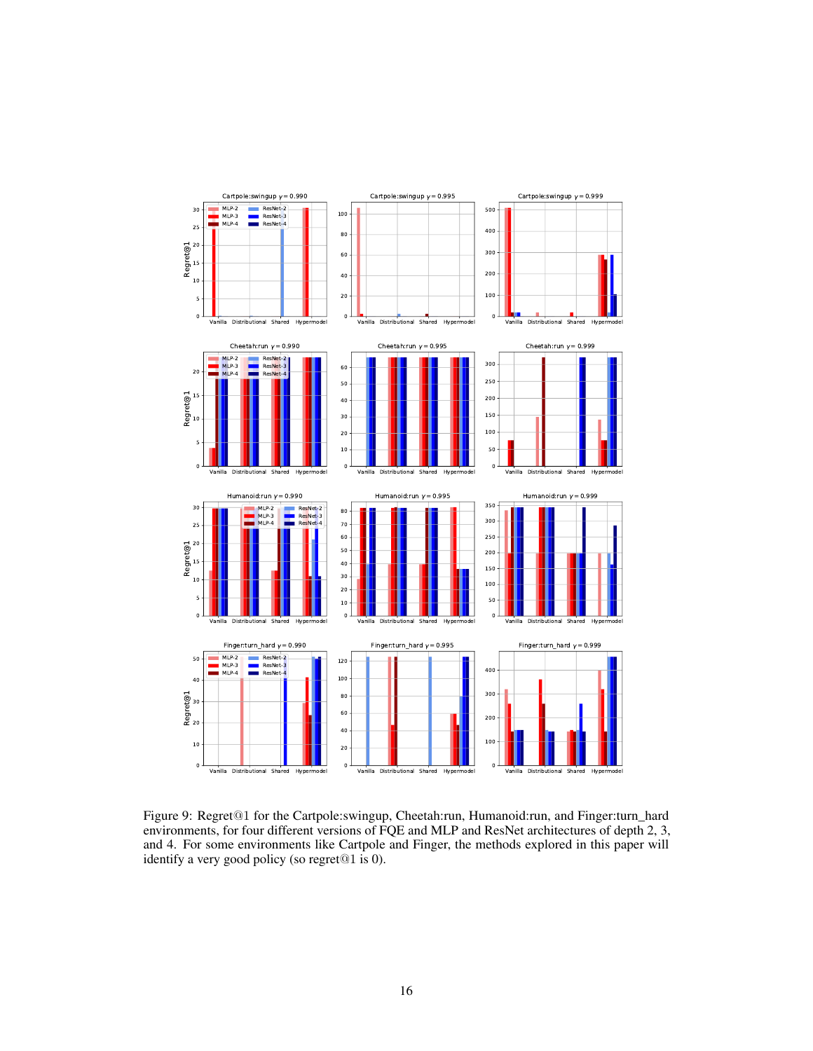Figure 9: Regret@1 for the Cartpole:swingup, Cheetah:run, Humanoid:run, and Finger:turn_hard environments, for four different versions of FQE and MLP and ResNet architectures of depth 2, 3, and 4. For some environments like Cartpole and Finger, the methods explored in this paper will identify a very good policy (so regret@1 is 0).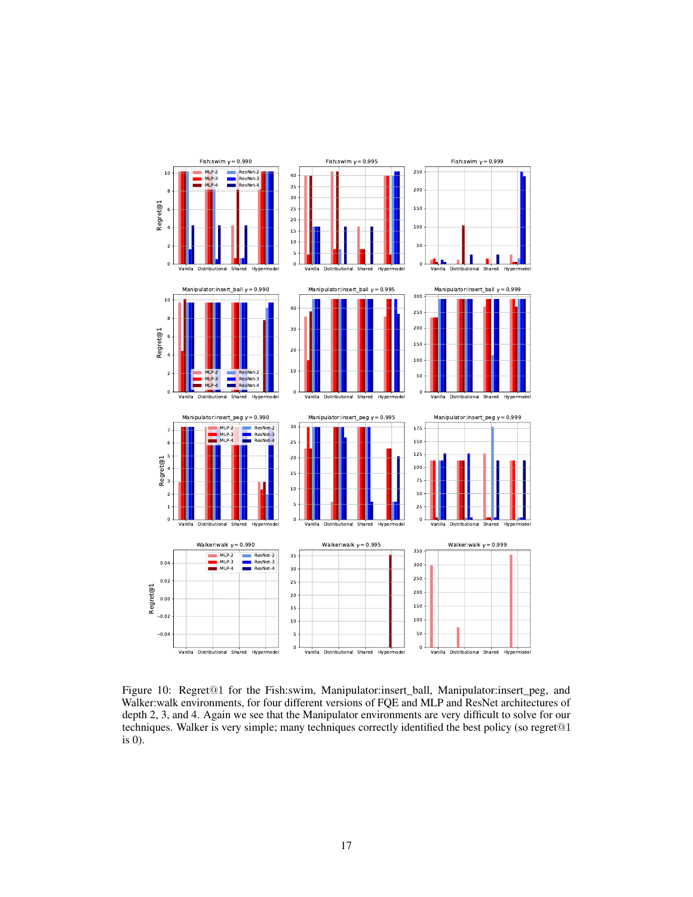Fish:swim $\gamma = 0.990$

Regret@1

MLP-2
MLP-3
MLP-4
ResNet-2
ResNet-3
ResNet-4

0
2
4
6
8
10

Vanilla Distributional Shared Hypermodel

Fish:swim $\gamma = 0.995$

0
5
10
15
20
25
30
35
40

Vanilla Distributional Shared Hypermodel

Fish:swim $\gamma = 0.999$

0
50
100
150
200
250

Vanilla Distributional Shared Hypermodel

Manipulator:insert_ball $\gamma = 0.990$

Regret@1

0
2
4
6
8
10

MLP-2
MLP-3
MLP-4
ResNet-2
ResNet-3
ResNet-4

Vanilla Distributional Shared Hypermodel

Manipulator:insert_ball $\gamma = 0.995$

0
10
20
30
40

Vanilla Distributional Shared Hypermodel

Manipulator:insert_ball $\gamma = 0.999$

0
50
100
150
200
250
300

Vanilla Distributional Shared Hypermodel

Manipulator:insert_peg $\gamma = 0.990$

Regret@1

MLP-2
MLP-3
MLP-4
ResNet-2
ResNet-3
ResNet-4

0
1
2
3
4
5
6
7

Vanilla Distributional Shared Hypermodel

Manipulator:insert_peg $\gamma = 0.995$

0
5
10
15
20
25
30

Vanilla Distributional Shared Hypermodel

Manipulator:insert_peg $\gamma = 0.999$

0
25
50
75
100
125
150
175

Vanilla Distributional Shared Hypermodel

Walker:walk $\gamma = 0.990$

Regret@1

MLP-2
MLP-3
MLP-4
ResNet-2
ResNet-3
ResNet-4

−0.04
−0.02
0.00
0.02
0.04

Vanilla Distributional Shared Hypermodel

Walker:walk $\gamma = 0.995$

0
5
10
15
20
25
30
35

Vanilla Distributional Shared Hypermodel

Walker:walk $\gamma = 0.999$

0
50
100
150
200
250
300
350

Vanilla Distributional Shared Hypermodel

Figure 10: Regret@1 for the Fish:swim, Manipulator:insert_ball, Manipulator:insert_peg, and Walker:walk environments, for four different versions of FQE and MLP and ResNet architectures of depth 2, 3, and 4. Again we see that the Manipulator environments are very difficult to solve for our techniques. Walker is very simple; many techniques correctly identified the best policy (so regret@1 is 0).